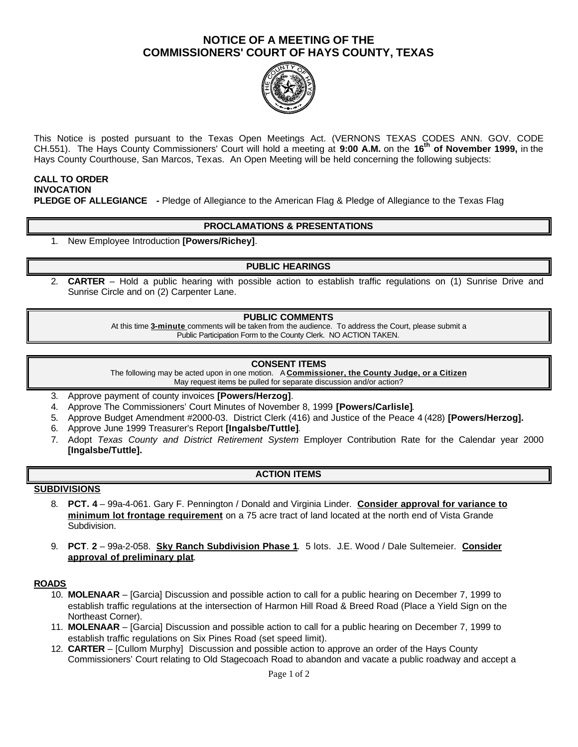# NOTICE OF A MEETING OF THE COMMISSIONERS' COURT OF HAYS COUNTY, TEXAS

This Notice is posted pursuant to the Texas Open Meetings Act. (VERNONS TEXAS CODES ANN. GOV. CODE CH.551). The Hays County Commissioners' Court will hold a meeting at **9:00 A.M.** on the **16th of November 1999,** in the Hays County Courthouse, San Marcos, Texas. An Open Meeting will be held concerning the following subjects:

**CALL TO ORDER**
**INVOCATION**
**PLEDGE OF ALLEGIANCE** **-** Pledge of Allegiance to the American Flag & Pledge of Allegiance to the Texas Flag

## PROCLAMATIONS & PRESENTATIONS

1. New Employee Introduction **[Powers/Richey]**.

## PUBLIC HEARINGS

2. **CARTER** – Hold a public hearing with possible action to establish traffic regulations on (1) Sunrise Drive and Sunrise Circle and on (2) Carpenter Lane.

## PUBLIC COMMENTS

At this time **3-minute** comments will be taken from the audience. To address the Court, please submit a Public Participation Form to the County Clerk. NO ACTION TAKEN.

## CONSENT ITEMS

The following may be acted upon in one motion. A **Commissioner, the County Judge, or a Citizen** May request items be pulled for separate discussion and/or action?

3. Approve payment of county invoices **[Powers/Herzog]**.
4. Approve The Commissioners' Court Minutes of November 8, 1999 **[Powers/Carlisle]**.
5. Approve Budget Amendment #2000-03. District Clerk (416) and Justice of the Peace 4 (428) **[Powers/Herzog].**
6. Approve June 1999 Treasurer's Report **[Ingalsbe/Tuttle]**.
7. Adopt *Texas County and District Retirement System* Employer Contribution Rate for the Calendar year 2000 **[Ingalsbe/Tuttle].**

## ACTION ITEMS

### SUBDIVISIONS

8. **PCT. 4** – 99a-4-061. Gary F. Pennington / Donald and Virginia Linder. **Consider approval for variance to minimum lot frontage requirement** on a 75 acre tract of land located at the north end of Vista Grande Subdivision.

9. **PCT**. **2** – 99a-2-058. **Sky Ranch Subdivision Phase 1**. 5 lots. J.E. Wood / Dale Sultemeier. **Consider approval of preliminary plat**.

### ROADS

10. **MOLENAAR** – [Garcia] Discussion and possible action to call for a public hearing on December 7, 1999 to establish traffic regulations at the intersection of Harmon Hill Road & Breed Road (Place a Yield Sign on the Northeast Corner).
11. **MOLENAAR** – [Garcia] Discussion and possible action to call for a public hearing on December 7, 1999 to establish traffic regulations on Six Pines Road (set speed limit).
12. **CARTER** – [Cullom Murphy] Discussion and possible action to approve an order of the Hays County Commissioners' Court relating to Old Stagecoach Road to abandon and vacate a public roadway and accept a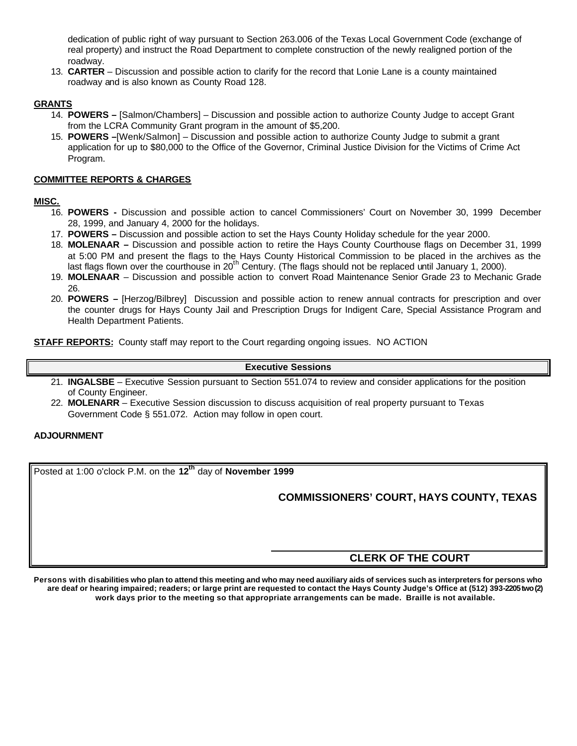dedication of public right of way pursuant to Section 263.006 of the Texas Local Government Code (exchange of real property) and instruct the Road Department to complete construction of the newly realigned portion of the roadway.

13. **CARTER** – Discussion and possible action to clarify for the record that Lonie Lane is a county maintained roadway and is also known as County Road 128.

**GRANTS**

14. **POWERS –** [Salmon/Chambers] – Discussion and possible action to authorize County Judge to accept Grant from the LCRA Community Grant program in the amount of $5,200.
15. **POWERS –**[Wenk/Salmon] – Discussion and possible action to authorize County Judge to submit a grant application for up to $80,000 to the Office of the Governor, Criminal Justice Division for the Victims of Crime Act Program.

**COMMITTEE REPORTS & CHARGES**

**MISC.**

16. **POWERS -** Discussion and possible action to cancel Commissioners' Court on November 30, 1999 December 28, 1999, and January 4, 2000 for the holidays.
17. **POWERS –** Discussion and possible action to set the Hays County Holiday schedule for the year 2000.
18. **MOLENAAR –** Discussion and possible action to retire the Hays County Courthouse flags on December 31, 1999 at 5:00 PM and present the flags to the Hays County Historical Commission to be placed in the archives as the last flags flown over the courthouse in 20th Century. (The flags should not be replaced until January 1, 2000).
19. **MOLENAAR** – Discussion and possible action to convert Road Maintenance Senior Grade 23 to Mechanic Grade 26.
20. **POWERS –** [Herzog/Bilbrey] Discussion and possible action to renew annual contracts for prescription and over the counter drugs for Hays County Jail and Prescription Drugs for Indigent Care, Special Assistance Program and Health Department Patients.

**STAFF REPORTS:** County staff may report to the Court regarding ongoing issues. NO ACTION

**Executive Sessions**

21. **INGALSBE** – Executive Session pursuant to Section 551.074 to review and consider applications for the position of County Engineer.
22. **MOLENARR** – Executive Session discussion to discuss acquisition of real property pursuant to Texas Government Code § 551.072. Action may follow in open court.

**ADJOURNMENT**

Posted at 1:00 o'clock P.M. on the **12th** day of **November 1999**

**COMMISSIONERS' COURT, HAYS COUNTY, TEXAS**

**CLERK OF THE COURT**

**Persons with disabilities who plan to attend this meeting and who may need auxiliary aids of services such as interpreters for persons who are deaf or hearing impaired; readers; or large print are requested to contact the Hays County Judge's Office at (512) 393-2205 two (2) work days prior to the meeting so that appropriate arrangements can be made. Braille is not available.**